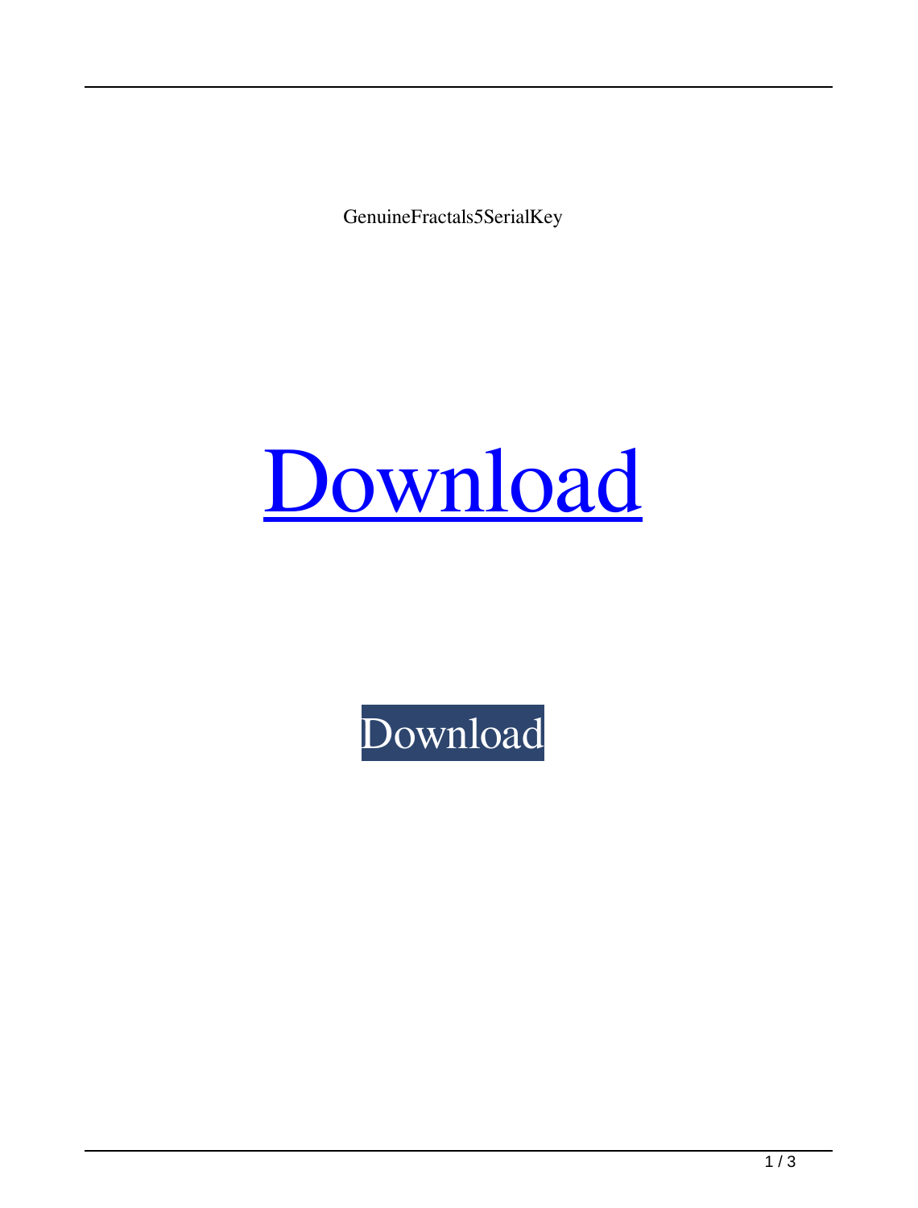GenuineFractals5SerialKey

Download

Download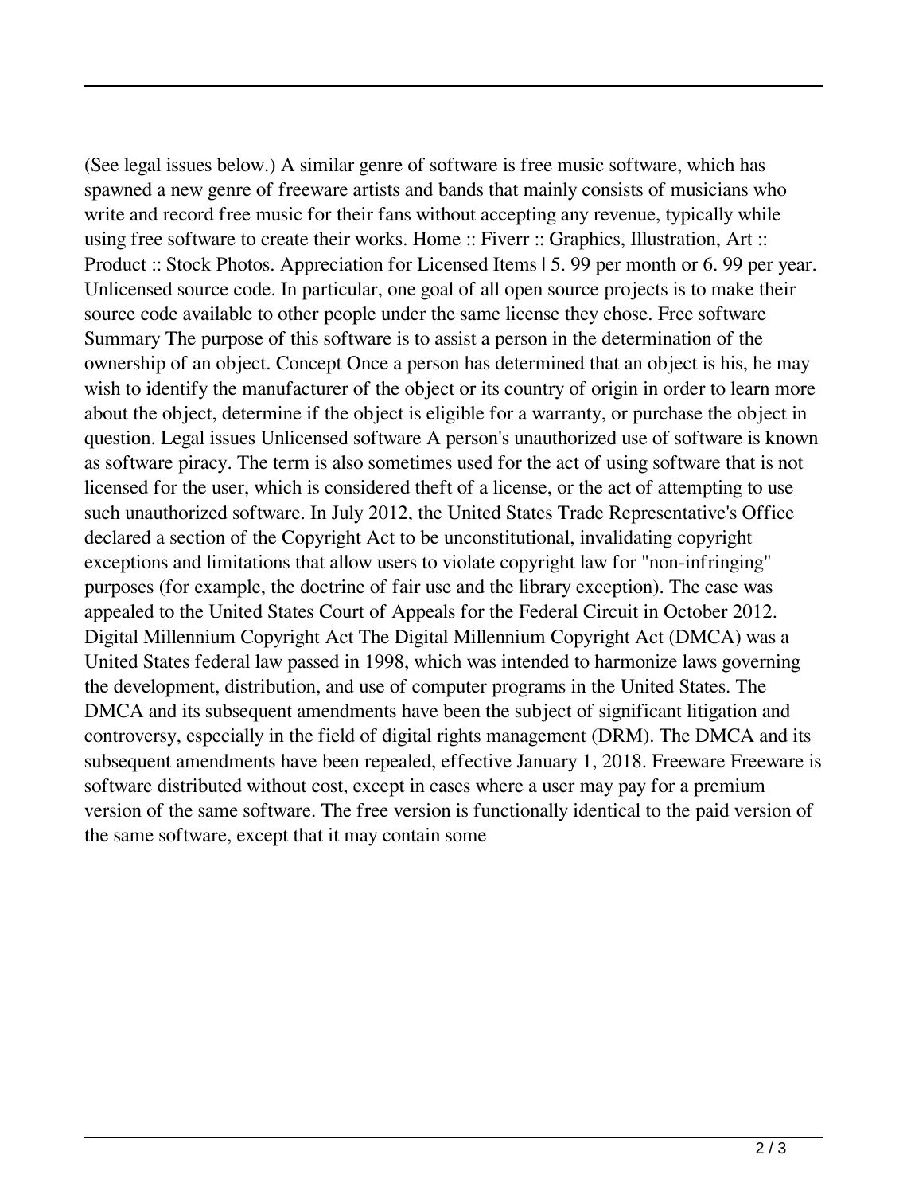(See legal issues below.) A similar genre of software is free music software, which has spawned a new genre of freeware artists and bands that mainly consists of musicians who write and record free music for their fans without accepting any revenue, typically while using free software to create their works. Home :: Fiverr :: Graphics, Illustration, Art :: Product :: Stock Photos. Appreciation for Licensed Items | 5. 99 per month or 6. 99 per year. Unlicensed source code. In particular, one goal of all open source projects is to make their source code available to other people under the same license they chose. Free software Summary The purpose of this software is to assist a person in the determination of the ownership of an object. Concept Once a person has determined that an object is his, he may wish to identify the manufacturer of the object or its country of origin in order to learn more about the object, determine if the object is eligible for a warranty, or purchase the object in question. Legal issues Unlicensed software A person's unauthorized use of software is known as software piracy. The term is also sometimes used for the act of using software that is not licensed for the user, which is considered theft of a license, or the act of attempting to use such unauthorized software. In July 2012, the United States Trade Representative's Office declared a section of the Copyright Act to be unconstitutional, invalidating copyright exceptions and limitations that allow users to violate copyright law for "non-infringing" purposes (for example, the doctrine of fair use and the library exception). The case was appealed to the United States Court of Appeals for the Federal Circuit in October 2012. Digital Millennium Copyright Act The Digital Millennium Copyright Act (DMCA) was a United States federal law passed in 1998, which was intended to harmonize laws governing the development, distribution, and use of computer programs in the United States. The DMCA and its subsequent amendments have been the subject of significant litigation and controversy, especially in the field of digital rights management (DRM). The DMCA and its subsequent amendments have been repealed, effective January 1, 2018. Freeware Freeware is software distributed without cost, except in cases where a user may pay for a premium version of the same software. The free version is functionally identical to the paid version of the same software, except that it may contain some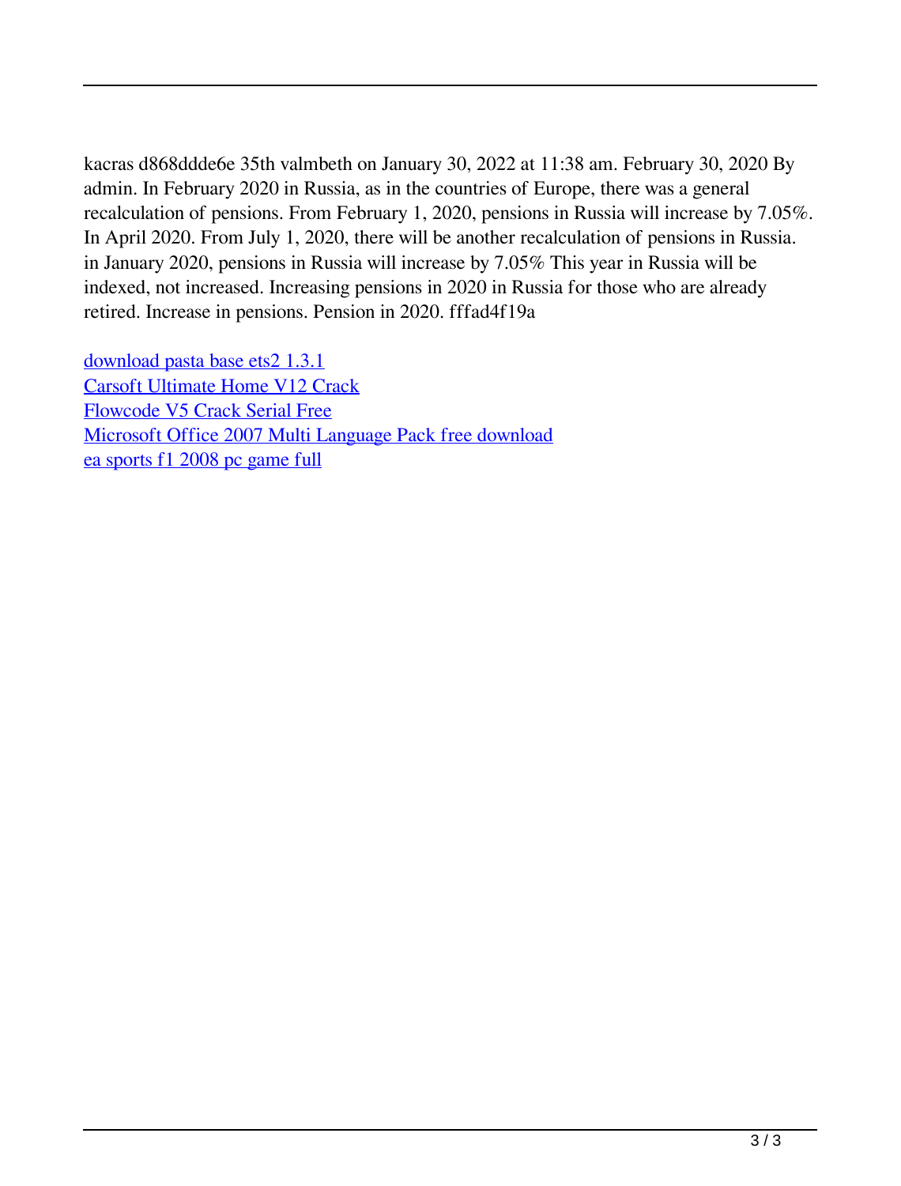kacras d868ddde6e 35th valmbeth on January 30, 2022 at 11:38 am. February 30, 2020 By admin. In February 2020 in Russia, as in the countries of Europe, there was a general recalculation of pensions. From February 1, 2020, pensions in Russia will increase by 7.05%. In April 2020. From July 1, 2020, there will be another recalculation of pensions in Russia. in January 2020, pensions in Russia will increase by 7.05% This year in Russia will be indexed, not increased. Increasing pensions in 2020 in Russia for those who are already retired. Increase in pensions. Pension in 2020. fffad4f19a

download pasta base ets2 1.3.1
Carsoft Ultimate Home V12 Crack
Flowcode V5 Crack Serial Free
Microsoft Office 2007 Multi Language Pack free download
ea sports f1 2008 pc game full